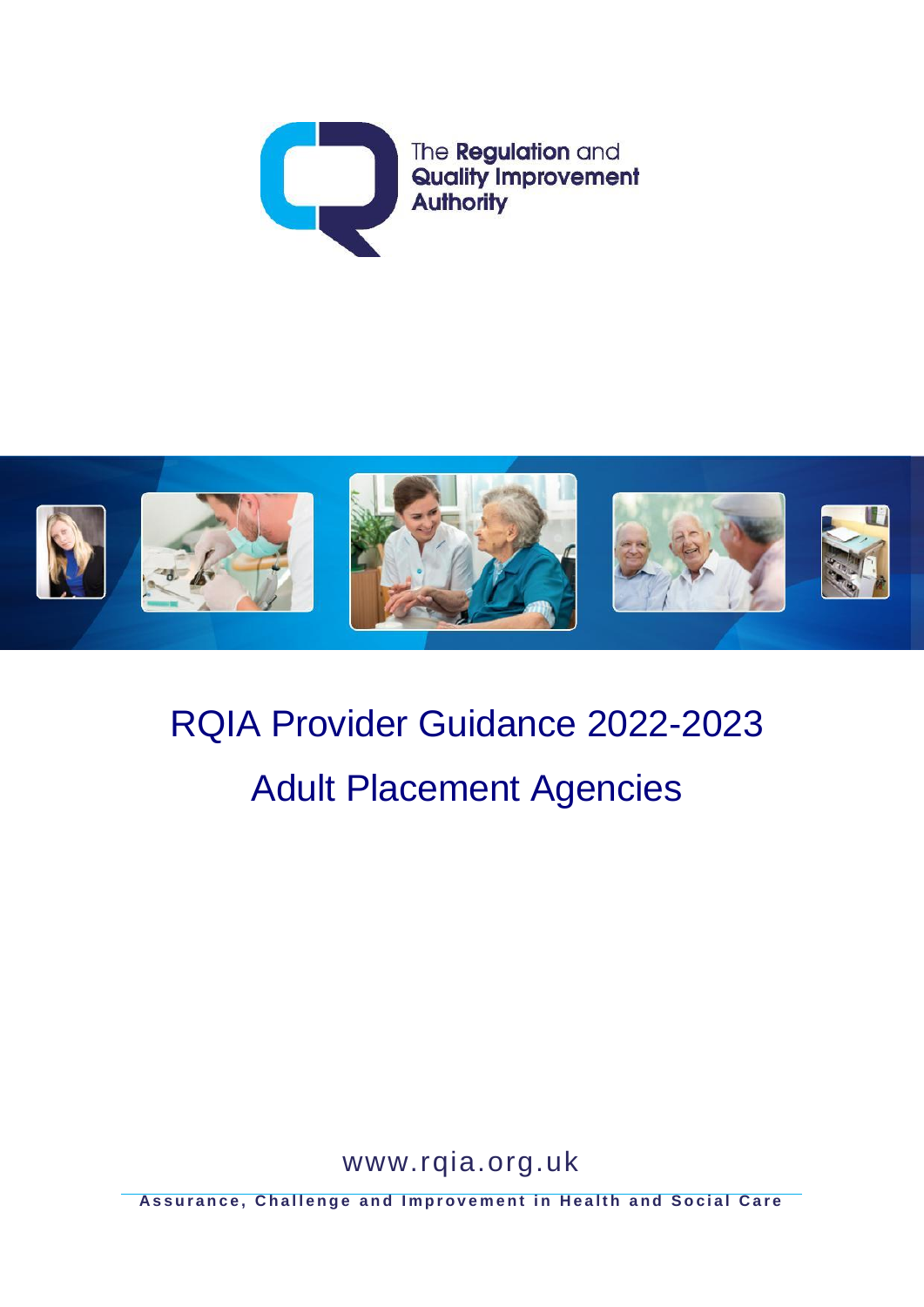The Regulation and Quality Improvement Authority

# RQIA Provider Guidance 2022-2023

# Adult Placement Agencies

www.rqia.org.uk

**Assurance, Challenge and Improvement in Health and Social Care**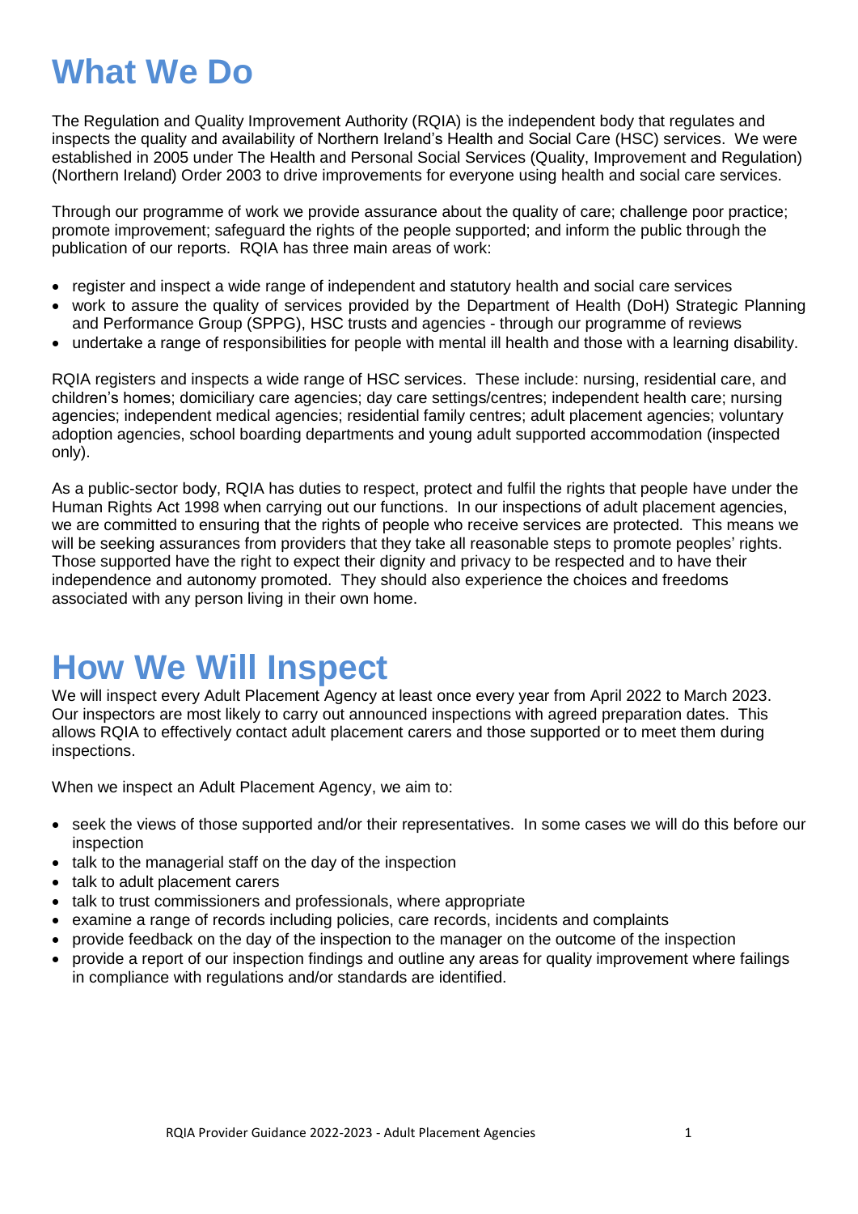# What We Do

The Regulation and Quality Improvement Authority (RQIA) is the independent body that regulates and inspects the quality and availability of Northern Ireland's Health and Social Care (HSC) services. We were established in 2005 under The Health and Personal Social Services (Quality, Improvement and Regulation) (Northern Ireland) Order 2003 to drive improvements for everyone using health and social care services.

Through our programme of work we provide assurance about the quality of care; challenge poor practice; promote improvement; safeguard the rights of the people supported; and inform the public through the publication of our reports. RQIA has three main areas of work:

- register and inspect a wide range of independent and statutory health and social care services
- work to assure the quality of services provided by the Department of Health (DoH) Strategic Planning and Performance Group (SPPG), HSC trusts and agencies - through our programme of reviews
- undertake a range of responsibilities for people with mental ill health and those with a learning disability.

RQIA registers and inspects a wide range of HSC services. These include: nursing, residential care, and children's homes; domiciliary care agencies; day care settings/centres; independent health care; nursing agencies; independent medical agencies; residential family centres; adult placement agencies; voluntary adoption agencies, school boarding departments and young adult supported accommodation (inspected only).

As a public-sector body, RQIA has duties to respect, protect and fulfil the rights that people have under the Human Rights Act 1998 when carrying out our functions. In our inspections of adult placement agencies, we are committed to ensuring that the rights of people who receive services are protected. This means we will be seeking assurances from providers that they take all reasonable steps to promote peoples' rights. Those supported have the right to expect their dignity and privacy to be respected and to have their independence and autonomy promoted. They should also experience the choices and freedoms associated with any person living in their own home.

# How We Will Inspect

We will inspect every Adult Placement Agency at least once every year from April 2022 to March 2023. Our inspectors are most likely to carry out announced inspections with agreed preparation dates. This allows RQIA to effectively contact adult placement carers and those supported or to meet them during inspections.

When we inspect an Adult Placement Agency, we aim to:

- seek the views of those supported and/or their representatives. In some cases we will do this before our inspection
- talk to the managerial staff on the day of the inspection
- talk to adult placement carers
- talk to trust commissioners and professionals, where appropriate
- examine a range of records including policies, care records, incidents and complaints
- provide feedback on the day of the inspection to the manager on the outcome of the inspection
- provide a report of our inspection findings and outline any areas for quality improvement where failings in compliance with regulations and/or standards are identified.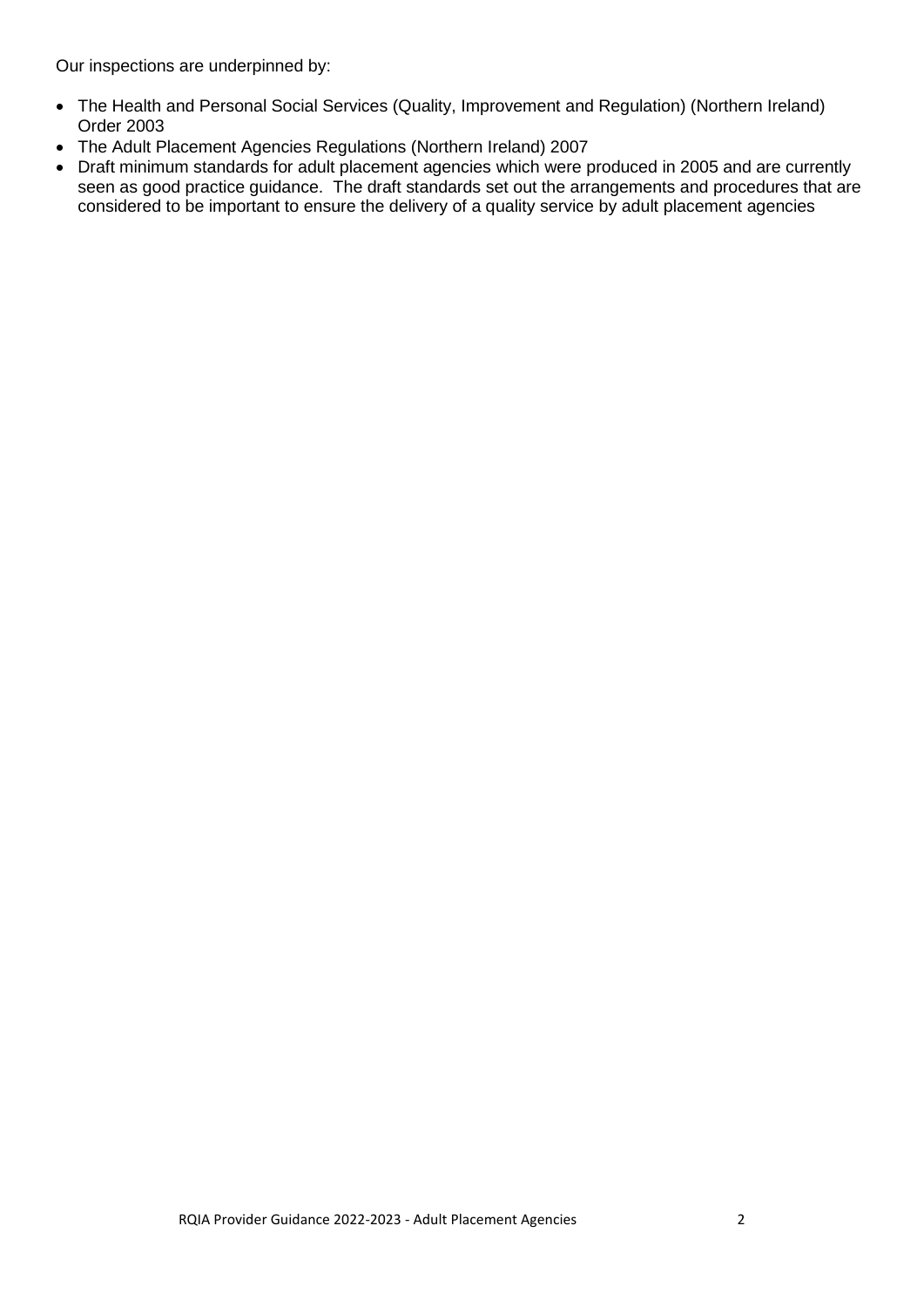Our inspections are underpinned by:

- The Health and Personal Social Services (Quality, Improvement and Regulation) (Northern Ireland) Order 2003
- The Adult Placement Agencies Regulations (Northern Ireland) 2007
- Draft minimum standards for adult placement agencies which were produced in 2005 and are currently seen as good practice guidance. The draft standards set out the arrangements and procedures that are considered to be important to ensure the delivery of a quality service by adult placement agencies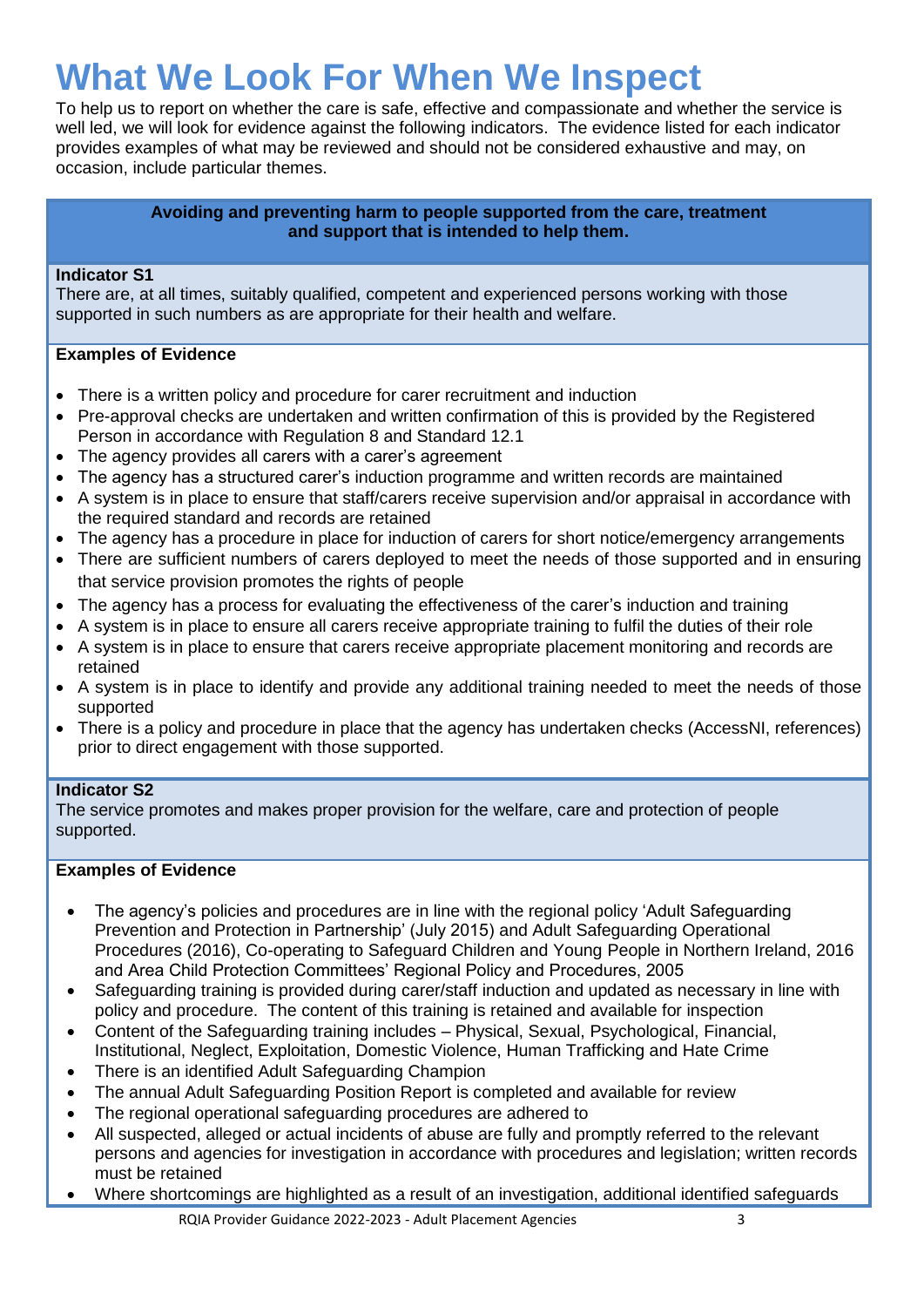# What We Look For When We Inspect

To help us to report on whether the care is safe, effective and compassionate and whether the service is well led, we will look for evidence against the following indicators. The evidence listed for each indicator provides examples of what may be reviewed and should not be considered exhaustive and may, on occasion, include particular themes.

**Avoiding and preventing harm to people supported from the care, treatment and support that is intended to help them.**

**Indicator S1**

There are, at all times, suitably qualified, competent and experienced persons working with those supported in such numbers as are appropriate for their health and welfare.

**Examples of Evidence**

- There is a written policy and procedure for carer recruitment and induction
- Pre-approval checks are undertaken and written confirmation of this is provided by the Registered Person in accordance with Regulation 8 and Standard 12.1
- The agency provides all carers with a carer's agreement
- The agency has a structured carer's induction programme and written records are maintained
- A system is in place to ensure that staff/carers receive supervision and/or appraisal in accordance with the required standard and records are retained
- The agency has a procedure in place for induction of carers for short notice/emergency arrangements
- There are sufficient numbers of carers deployed to meet the needs of those supported and in ensuring that service provision promotes the rights of people
- The agency has a process for evaluating the effectiveness of the carer's induction and training
- A system is in place to ensure all carers receive appropriate training to fulfil the duties of their role
- A system is in place to ensure that carers receive appropriate placement monitoring and records are retained
- A system is in place to identify and provide any additional training needed to meet the needs of those supported
- There is a policy and procedure in place that the agency has undertaken checks (AccessNI, references) prior to direct engagement with those supported.

**Indicator S2**

The service promotes and makes proper provision for the welfare, care and protection of people supported.

**Examples of Evidence**

- The agency's policies and procedures are in line with the regional policy 'Adult Safeguarding Prevention and Protection in Partnership' (July 2015) and Adult Safeguarding Operational Procedures (2016), Co-operating to Safeguard Children and Young People in Northern Ireland, 2016 and Area Child Protection Committees' Regional Policy and Procedures, 2005
- Safeguarding training is provided during carer/staff induction and updated as necessary in line with policy and procedure. The content of this training is retained and available for inspection
- Content of the Safeguarding training includes – Physical, Sexual, Psychological, Financial, Institutional, Neglect, Exploitation, Domestic Violence, Human Trafficking and Hate Crime
- There is an identified Adult Safeguarding Champion
- The annual Adult Safeguarding Position Report is completed and available for review
- The regional operational safeguarding procedures are adhered to
- All suspected, alleged or actual incidents of abuse are fully and promptly referred to the relevant persons and agencies for investigation in accordance with procedures and legislation; written records must be retained
- Where shortcomings are highlighted as a result of an investigation, additional identified safeguards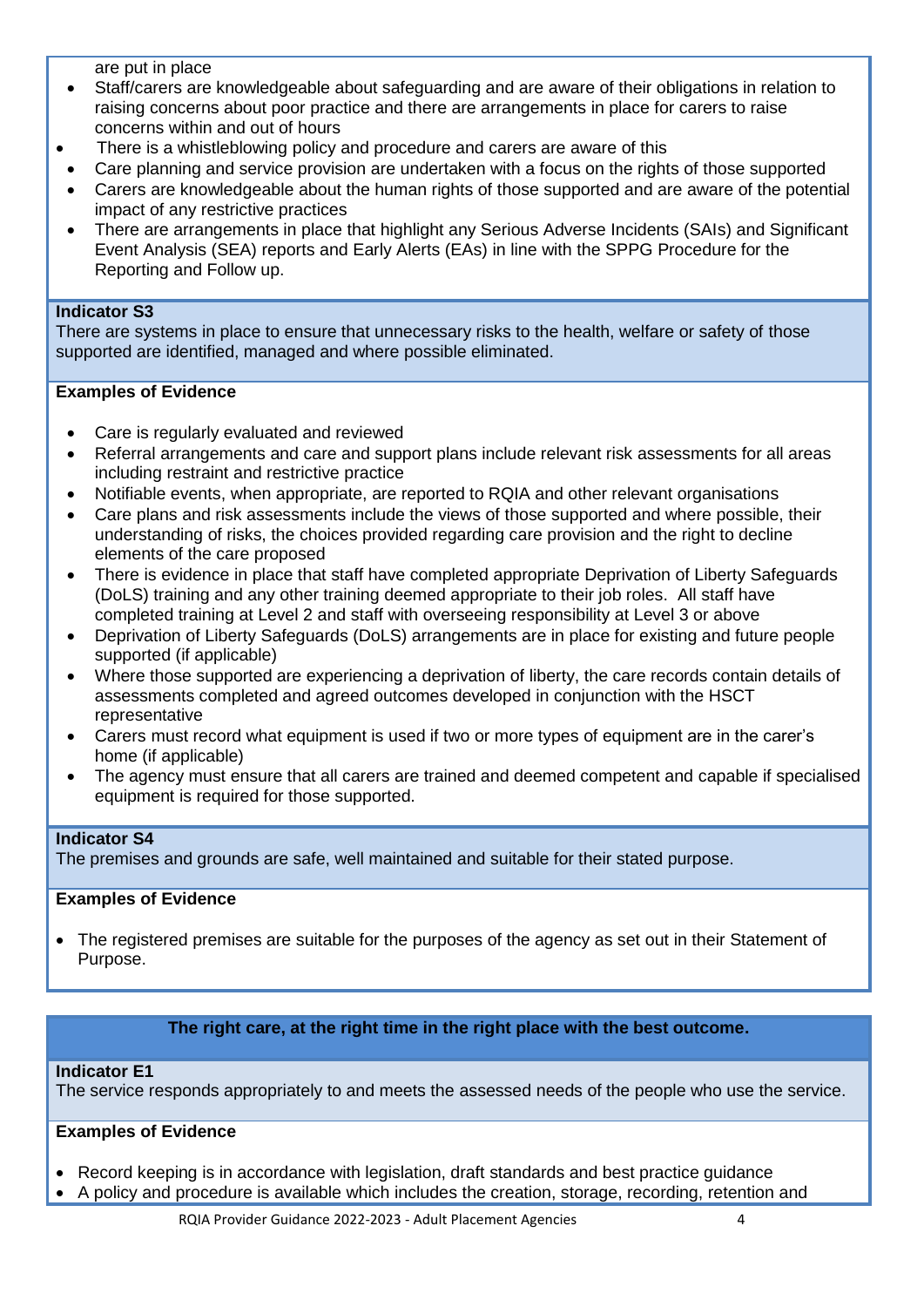are put in place

- Staff/carers are knowledgeable about safeguarding and are aware of their obligations in relation to raising concerns about poor practice and there are arrangements in place for carers to raise concerns within and out of hours
- There is a whistleblowing policy and procedure and carers are aware of this
- Care planning and service provision are undertaken with a focus on the rights of those supported
- Carers are knowledgeable about the human rights of those supported and are aware of the potential impact of any restrictive practices
- There are arrangements in place that highlight any Serious Adverse Incidents (SAIs) and Significant Event Analysis (SEA) reports and Early Alerts (EAs) in line with the SPPG Procedure for the Reporting and Follow up.

**Indicator S3**
There are systems in place to ensure that unnecessary risks to the health, welfare or safety of those supported are identified, managed and where possible eliminated.

**Examples of Evidence**

- Care is regularly evaluated and reviewed
- Referral arrangements and care and support plans include relevant risk assessments for all areas including restraint and restrictive practice
- Notifiable events, when appropriate, are reported to RQIA and other relevant organisations
- Care plans and risk assessments include the views of those supported and where possible, their understanding of risks, the choices provided regarding care provision and the right to decline elements of the care proposed
- There is evidence in place that staff have completed appropriate Deprivation of Liberty Safeguards (DoLS) training and any other training deemed appropriate to their job roles. All staff have completed training at Level 2 and staff with overseeing responsibility at Level 3 or above
- Deprivation of Liberty Safeguards (DoLS) arrangements are in place for existing and future people supported (if applicable)
- Where those supported are experiencing a deprivation of liberty, the care records contain details of assessments completed and agreed outcomes developed in conjunction with the HSCT representative
- Carers must record what equipment is used if two or more types of equipment are in the carer's home (if applicable)
- The agency must ensure that all carers are trained and deemed competent and capable if specialised equipment is required for those supported.

**Indicator S4**
The premises and grounds are safe, well maintained and suitable for their stated purpose.

**Examples of Evidence**

- The registered premises are suitable for the purposes of the agency as set out in their Statement of Purpose.

**The right care, at the right time in the right place with the best outcome.**

**Indicator E1**
The service responds appropriately to and meets the assessed needs of the people who use the service.

**Examples of Evidence**

- Record keeping is in accordance with legislation, draft standards and best practice guidance
- A policy and procedure is available which includes the creation, storage, recording, retention and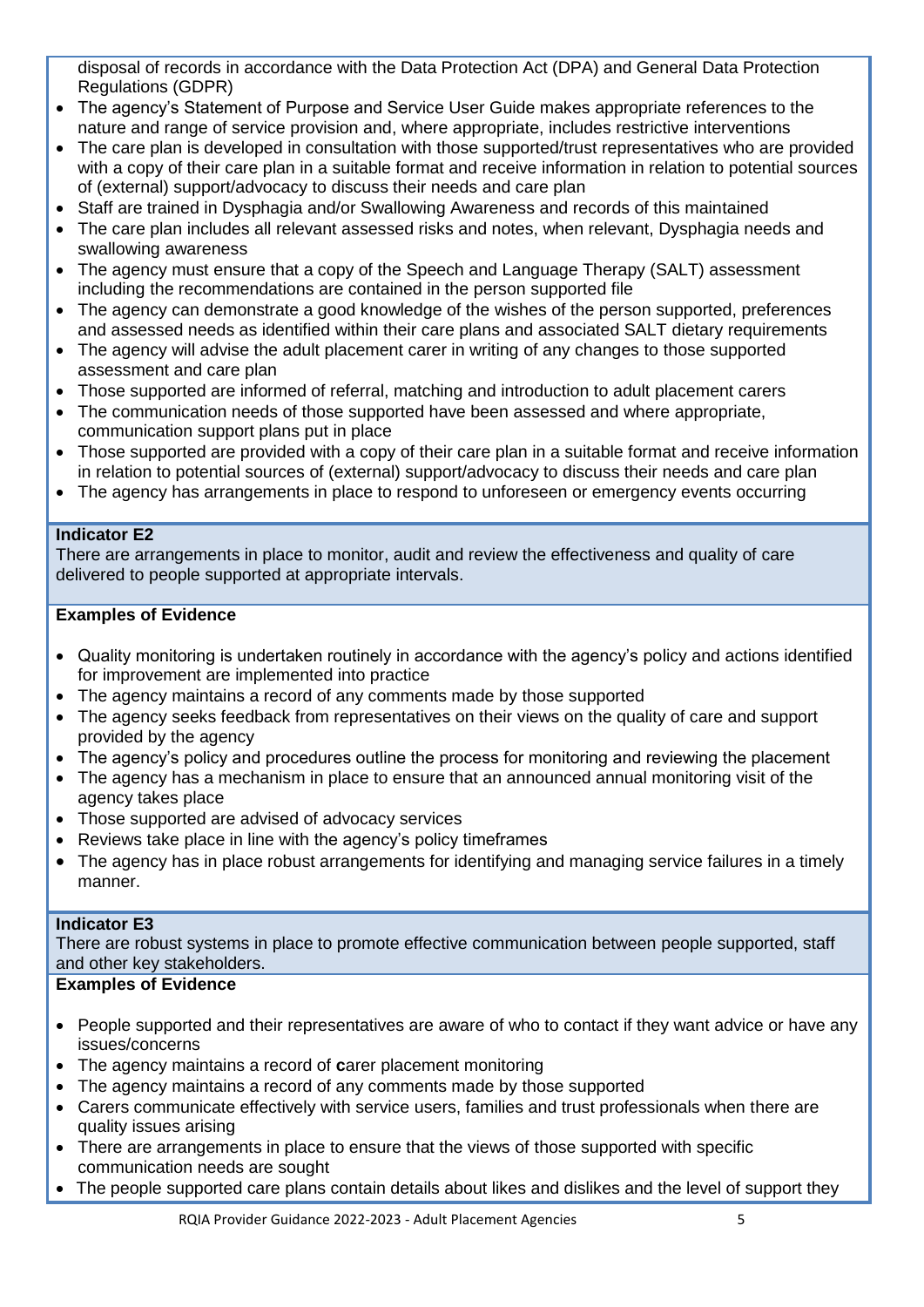disposal of records in accordance with the Data Protection Act (DPA) and General Data Protection Regulations (GDPR)

- The agency's Statement of Purpose and Service User Guide makes appropriate references to the nature and range of service provision and, where appropriate, includes restrictive interventions
- The care plan is developed in consultation with those supported/trust representatives who are provided with a copy of their care plan in a suitable format and receive information in relation to potential sources of (external) support/advocacy to discuss their needs and care plan
- Staff are trained in Dysphagia and/or Swallowing Awareness and records of this maintained
- The care plan includes all relevant assessed risks and notes, when relevant, Dysphagia needs and swallowing awareness
- The agency must ensure that a copy of the Speech and Language Therapy (SALT) assessment including the recommendations are contained in the person supported file
- The agency can demonstrate a good knowledge of the wishes of the person supported, preferences and assessed needs as identified within their care plans and associated SALT dietary requirements
- The agency will advise the adult placement carer in writing of any changes to those supported assessment and care plan
- Those supported are informed of referral, matching and introduction to adult placement carers
- The communication needs of those supported have been assessed and where appropriate, communication support plans put in place
- Those supported are provided with a copy of their care plan in a suitable format and receive information in relation to potential sources of (external) support/advocacy to discuss their needs and care plan
- The agency has arrangements in place to respond to unforeseen or emergency events occurring

**Indicator E2**

There are arrangements in place to monitor, audit and review the effectiveness and quality of care delivered to people supported at appropriate intervals.

**Examples of Evidence**

- Quality monitoring is undertaken routinely in accordance with the agency's policy and actions identified for improvement are implemented into practice
- The agency maintains a record of any comments made by those supported
- The agency seeks feedback from representatives on their views on the quality of care and support provided by the agency
- The agency's policy and procedures outline the process for monitoring and reviewing the placement
- The agency has a mechanism in place to ensure that an announced annual monitoring visit of the agency takes place
- Those supported are advised of advocacy services
- Reviews take place in line with the agency's policy timeframes
- The agency has in place robust arrangements for identifying and managing service failures in a timely manner.

**Indicator E3**

There are robust systems in place to promote effective communication between people supported, staff and other key stakeholders.

**Examples of Evidence**

- People supported and their representatives are aware of who to contact if they want advice or have any issues/concerns
- The agency maintains a record of **c**arer placement monitoring
- The agency maintains a record of any comments made by those supported
- Carers communicate effectively with service users, families and trust professionals when there are quality issues arising
- There are arrangements in place to ensure that the views of those supported with specific communication needs are sought
- The people supported care plans contain details about likes and dislikes and the level of support they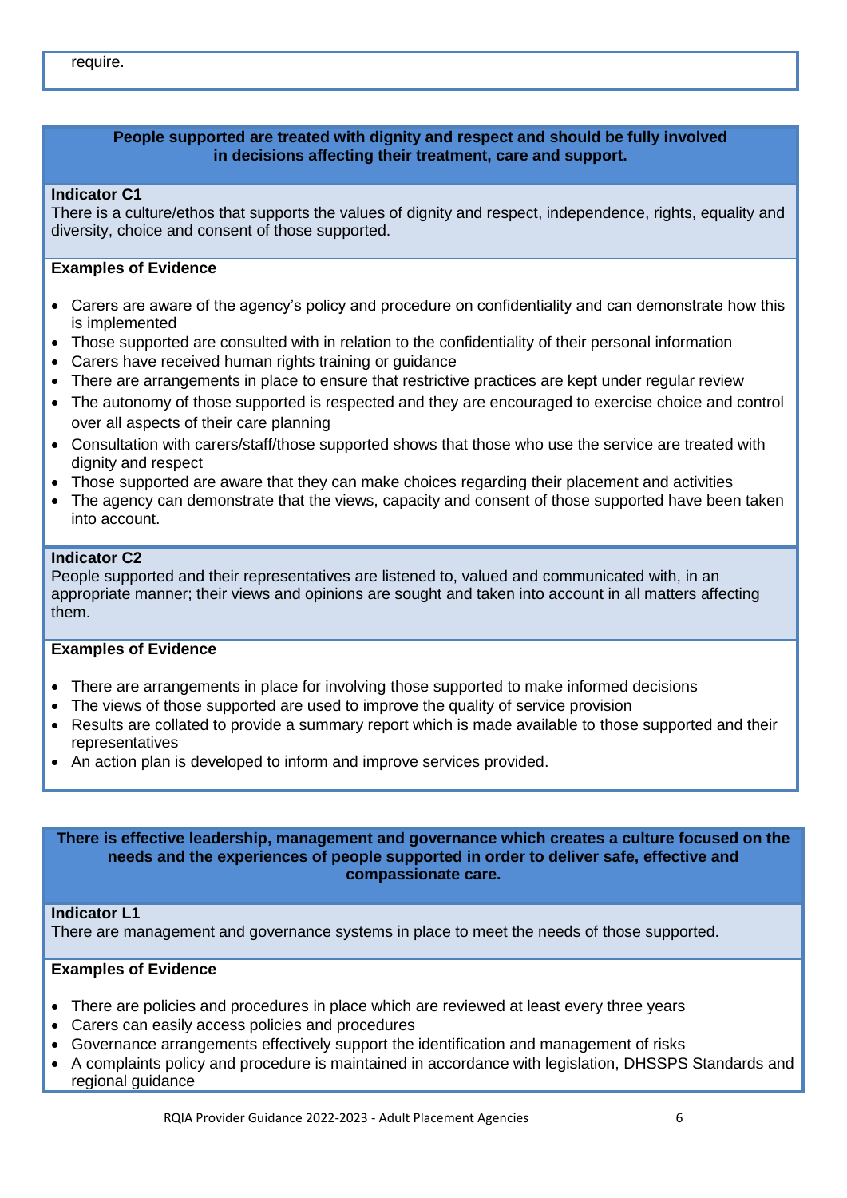require.

**People supported are treated with dignity and respect and should be fully involved in decisions affecting their treatment, care and support.**

**Indicator C1**
There is a culture/ethos that supports the values of dignity and respect, independence, rights, equality and diversity, choice and consent of those supported.

**Examples of Evidence**

- Carers are aware of the agency's policy and procedure on confidentiality and can demonstrate how this is implemented
- Those supported are consulted with in relation to the confidentiality of their personal information
- Carers have received human rights training or guidance
- There are arrangements in place to ensure that restrictive practices are kept under regular review
- The autonomy of those supported is respected and they are encouraged to exercise choice and control over all aspects of their care planning
- Consultation with carers/staff/those supported shows that those who use the service are treated with dignity and respect
- Those supported are aware that they can make choices regarding their placement and activities
- The agency can demonstrate that the views, capacity and consent of those supported have been taken into account.

**Indicator C2**
People supported and their representatives are listened to, valued and communicated with, in an appropriate manner; their views and opinions are sought and taken into account in all matters affecting them.

**Examples of Evidence**

- There are arrangements in place for involving those supported to make informed decisions
- The views of those supported are used to improve the quality of service provision
- Results are collated to provide a summary report which is made available to those supported and their representatives
- An action plan is developed to inform and improve services provided.

**There is effective leadership, management and governance which creates a culture focused on the needs and the experiences of people supported in order to deliver safe, effective and compassionate care.**

**Indicator L1**
There are management and governance systems in place to meet the needs of those supported.

**Examples of Evidence**

- There are policies and procedures in place which are reviewed at least every three years
- Carers can easily access policies and procedures
- Governance arrangements effectively support the identification and management of risks
- A complaints policy and procedure is maintained in accordance with legislation, DHSSPS Standards and regional guidance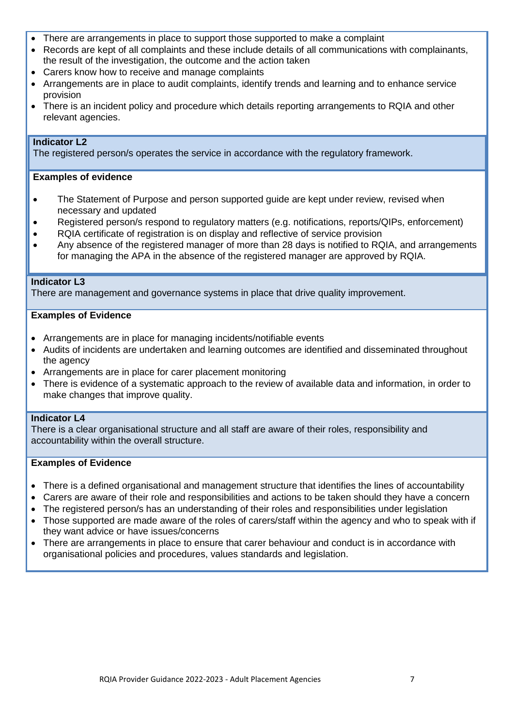- There are arrangements in place to support those supported to make a complaint
- Records are kept of all complaints and these include details of all communications with complainants, the result of the investigation, the outcome and the action taken
- Carers know how to receive and manage complaints
- Arrangements are in place to audit complaints, identify trends and learning and to enhance service provision
- There is an incident policy and procedure which details reporting arrangements to RQIA and other relevant agencies.

**Indicator L2**

The registered person/s operates the service in accordance with the regulatory framework.

**Examples of evidence**

- The Statement of Purpose and person supported guide are kept under review, revised when necessary and updated
- Registered person/s respond to regulatory matters (e.g. notifications, reports/QIPs, enforcement)
- RQIA certificate of registration is on display and reflective of service provision
- Any absence of the registered manager of more than 28 days is notified to RQIA, and arrangements for managing the APA in the absence of the registered manager are approved by RQIA.

**Indicator L3**

There are management and governance systems in place that drive quality improvement.

**Examples of Evidence**

- Arrangements are in place for managing incidents/notifiable events
- Audits of incidents are undertaken and learning outcomes are identified and disseminated throughout the agency
- Arrangements are in place for carer placement monitoring
- There is evidence of a systematic approach to the review of available data and information, in order to make changes that improve quality.

**Indicator L4**

There is a clear organisational structure and all staff are aware of their roles, responsibility and accountability within the overall structure.

**Examples of Evidence**

- There is a defined organisational and management structure that identifies the lines of accountability
- Carers are aware of their role and responsibilities and actions to be taken should they have a concern
- The registered person/s has an understanding of their roles and responsibilities under legislation
- Those supported are made aware of the roles of carers/staff within the agency and who to speak with if they want advice or have issues/concerns
- There are arrangements in place to ensure that carer behaviour and conduct is in accordance with organisational policies and procedures, values standards and legislation.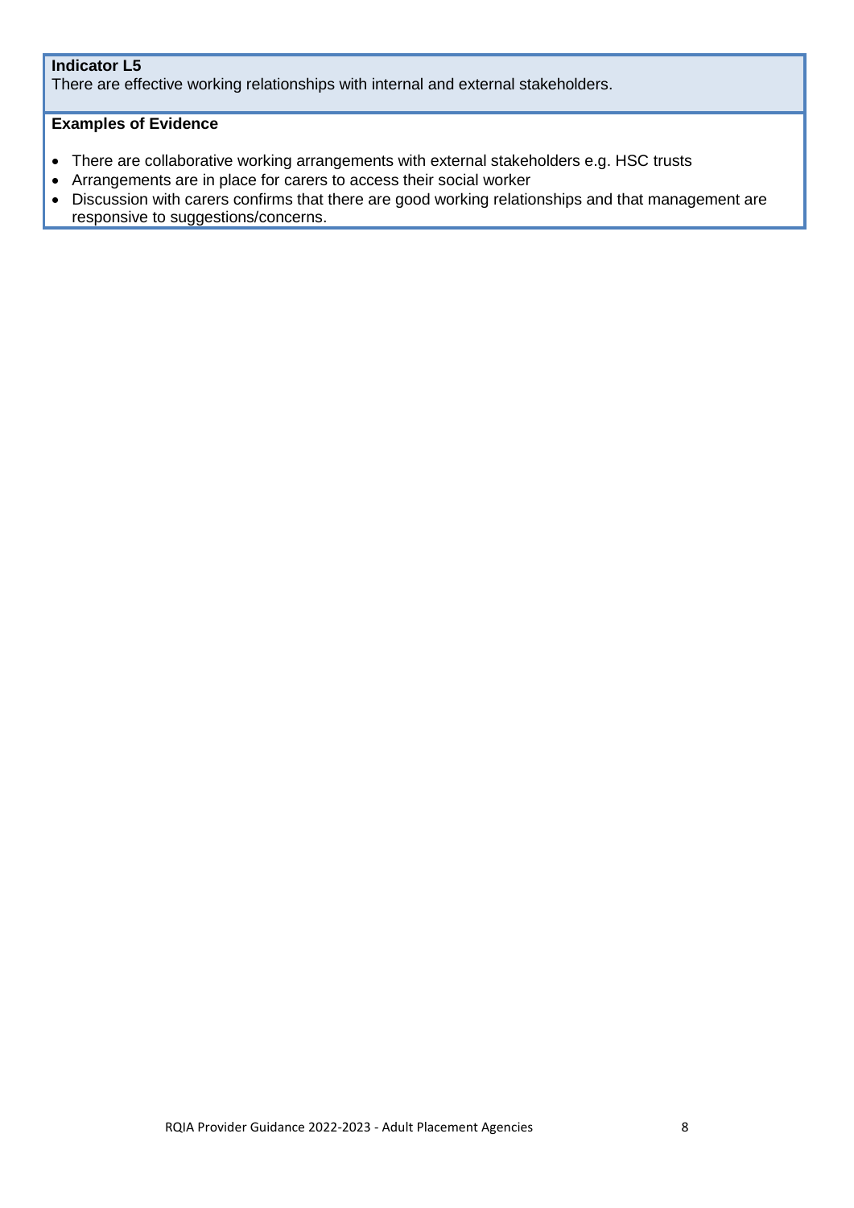**Indicator L5**

There are effective working relationships with internal and external stakeholders.

**Examples of Evidence**

- There are collaborative working arrangements with external stakeholders e.g. HSC trusts
- Arrangements are in place for carers to access their social worker
- Discussion with carers confirms that there are good working relationships and that management are responsive to suggestions/concerns.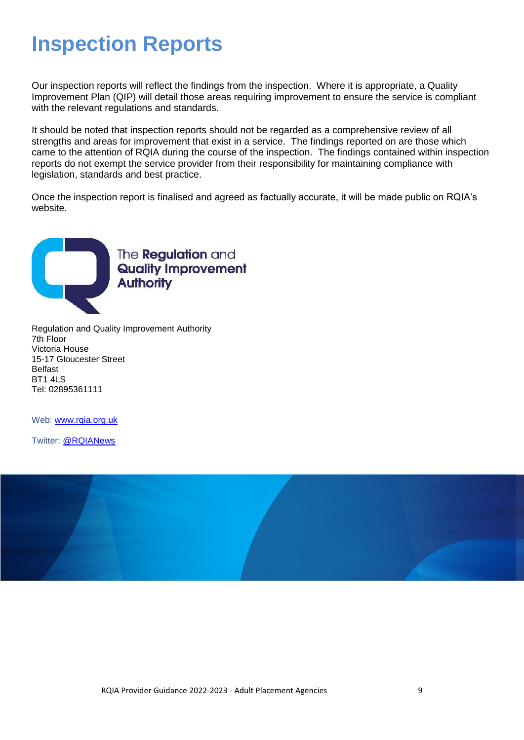# Inspection Reports

Our inspection reports will reflect the findings from the inspection. Where it is appropriate, a Quality Improvement Plan (QIP) will detail those areas requiring improvement to ensure the service is compliant with the relevant regulations and standards.

It should be noted that inspection reports should not be regarded as a comprehensive review of all strengths and areas for improvement that exist in a service. The findings reported on are those which came to the attention of RQIA during the course of the inspection. The findings contained within inspection reports do not exempt the service provider from their responsibility for maintaining compliance with legislation, standards and best practice.

Once the inspection report is finalised and agreed as factually accurate, it will be made public on RQIA's website.

The **Regulation** and **Quality Improvement Authority**

Regulation and Quality Improvement Authority
7th Floor
Victoria House
15-17 Gloucester Street
Belfast
BT1 4LS
Tel: 02895361111

Web: [www.rqia.org.uk](http://www.rqia.org.uk)

Twitter: [@RQIANews](https://twitter.com/RQIANews)